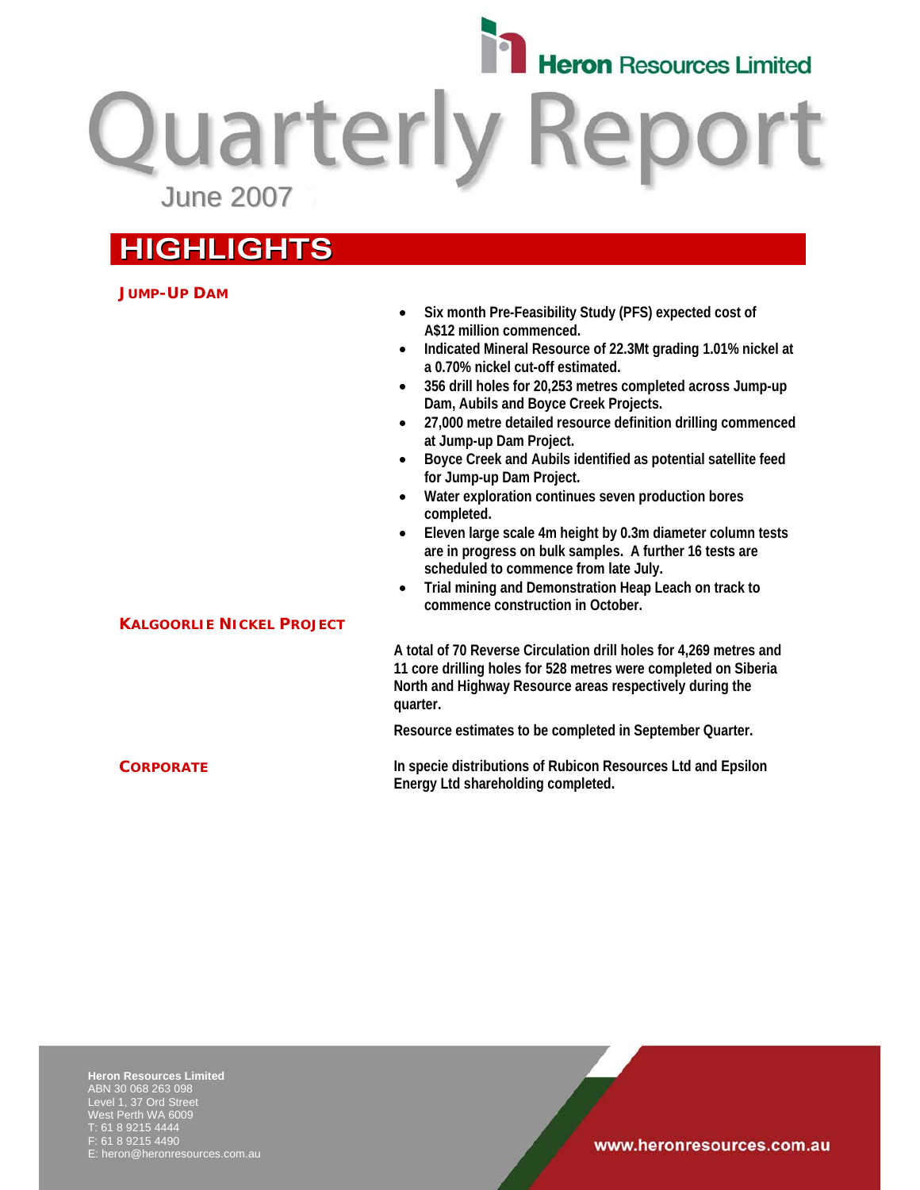Heron Resources Limited

# Quarterly Report

June 2007

## HIGHLIGHTS

### JUMP-UP DAM

- **Six month Pre-Feasibility Study (PFS) expected cost of A$12 million commenced.**
- **Indicated Mineral Resource of 22.3Mt grading 1.01% nickel at a 0.70% nickel cut-off estimated.**
- **356 drill holes for 20,253 metres completed across Jump-up Dam, Aubils and Boyce Creek Projects.**
- **27,000 metre detailed resource definition drilling commenced at Jump-up Dam Project.**
- **Boyce Creek and Aubils identified as potential satellite feed for Jump-up Dam Project.**
- **Water exploration continues seven production bores completed.**
- **Eleven large scale 4m height by 0.3m diameter column tests are in progress on bulk samples. A further 16 tests are scheduled to commence from late July.**
- **Trial mining and Demonstration Heap Leach on track to commence construction in October.**

### KALGOORLIE NICKEL PROJECT

**A total of 70 Reverse Circulation drill holes for 4,269 metres and 11 core drilling holes for 528 metres were completed on Siberia North and Highway Resource areas respectively during the quarter.**

**Resource estimates to be completed in September Quarter.**

### CORPORATE

**In specie distributions of Rubicon Resources Ltd and Epsilon Energy Ltd shareholding completed.**

**Heron Resources Limited**
ABN 30 068 263 098
Level 1, 37 Ord Street
West Perth WA 6009
T: 61 8 9215 4444
F: 61 8 9215 4490
E: heron@heronresources.com.au

www.heronresources.com.au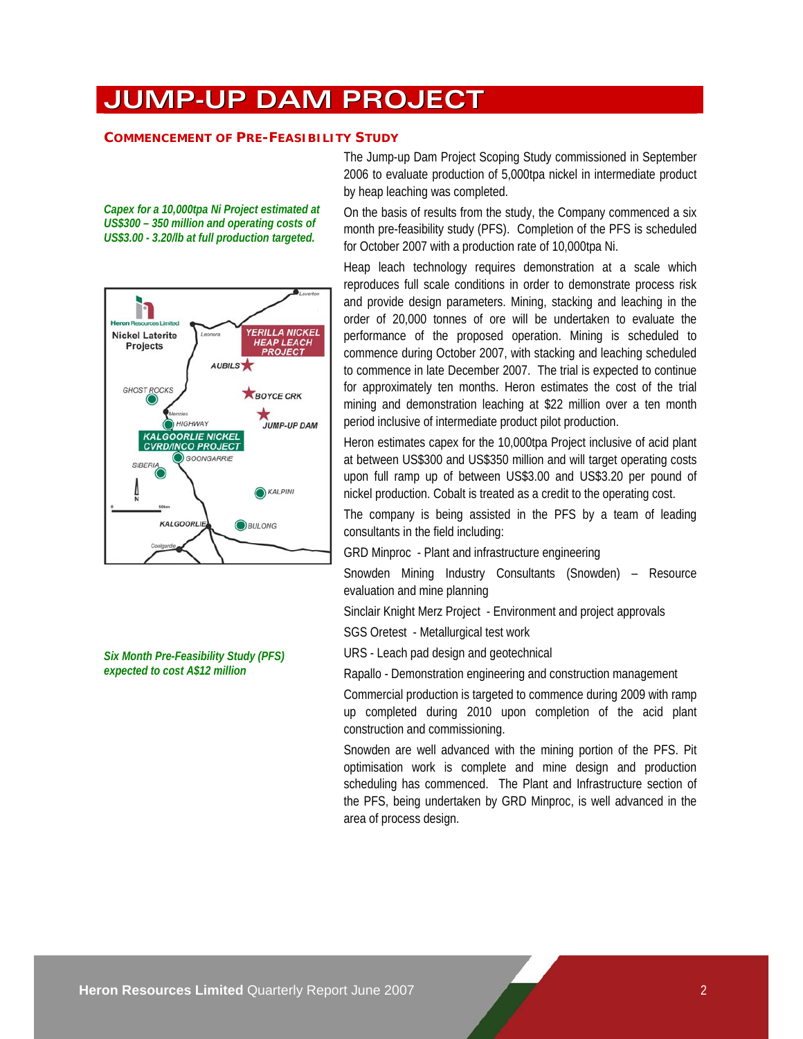# JUMP-UP DAM PROJECT

## COMMENCEMENT OF PRE-FEASIBILITY STUDY

*Capex for a 10,000tpa Ni Project estimated at US$300 – 350 million and operating costs of US$3.00 - 3.20/lb at full production targeted.*

The Jump-up Dam Project Scoping Study commissioned in September 2006 to evaluate production of 5,000tpa nickel in intermediate product by heap leaching was completed.

On the basis of results from the study, the Company commenced a six month pre-feasibility study (PFS). Completion of the PFS is scheduled for October 2007 with a production rate of 10,000tpa Ni.

Heap leach technology requires demonstration at a scale which reproduces full scale conditions in order to demonstrate process risk and provide design parameters. Mining, stacking and leaching in the order of 20,000 tonnes of ore will be undertaken to evaluate the performance of the proposed operation. Mining is scheduled to commence during October 2007, with stacking and leaching scheduled to commence in late December 2007. The trial is expected to continue for approximately ten months. Heron estimates the cost of the trial mining and demonstration leaching at $22 million over a ten month period inclusive of intermediate product pilot production.

Heron estimates capex for the 10,000tpa Project inclusive of acid plant at between US$300 and US$350 million and will target operating costs upon full ramp up of between US$3.00 and US$3.20 per pound of nickel production. Cobalt is treated as a credit to the operating cost.

*Six Month Pre-Feasibility Study (PFS) expected to cost A$12 million*

The company is being assisted in the PFS by a team of leading consultants in the field including:

GRD Minproc - Plant and infrastructure engineering

Snowden Mining Industry Consultants (Snowden) – Resource evaluation and mine planning

Sinclair Knight Merz Project - Environment and project approvals

SGS Oretest - Metallurgical test work

URS - Leach pad design and geotechnical

Rapallo - Demonstration engineering and construction management

Commercial production is targeted to commence during 2009 with ramp up completed during 2010 upon completion of the acid plant construction and commissioning.

Snowden are well advanced with the mining portion of the PFS. Pit optimisation work is complete and mine design and production scheduling has commenced. The Plant and Infrastructure section of the PFS, being undertaken by GRD Minproc, is well advanced in the area of process design.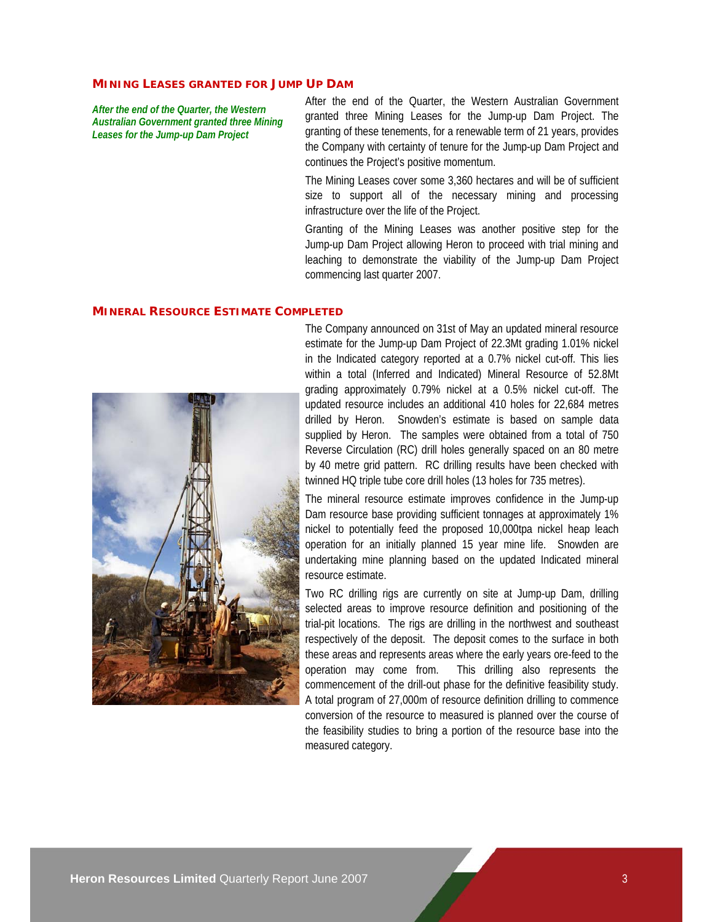## MINING LEASES GRANTED FOR JUMP UP DAM

*After the end of the Quarter, the Western Australian Government granted three Mining Leases for the Jump-up Dam Project*

After the end of the Quarter, the Western Australian Government granted three Mining Leases for the Jump-up Dam Project. The granting of these tenements, for a renewable term of 21 years, provides the Company with certainty of tenure for the Jump-up Dam Project and continues the Project's positive momentum.

The Mining Leases cover some 3,360 hectares and will be of sufficient size to support all of the necessary mining and processing infrastructure over the life of the Project.

Granting of the Mining Leases was another positive step for the Jump-up Dam Project allowing Heron to proceed with trial mining and leaching to demonstrate the viability of the Jump-up Dam Project commencing last quarter 2007.

## MINERAL RESOURCE ESTIMATE COMPLETED

The Company announced on 31st of May an updated mineral resource estimate for the Jump-up Dam Project of 22.3Mt grading 1.01% nickel in the Indicated category reported at a 0.7% nickel cut-off. This lies within a total (Inferred and Indicated) Mineral Resource of 52.8Mt grading approximately 0.79% nickel at a 0.5% nickel cut-off. The updated resource includes an additional 410 holes for 22,684 metres drilled by Heron. Snowden's estimate is based on sample data supplied by Heron. The samples were obtained from a total of 750 Reverse Circulation (RC) drill holes generally spaced on an 80 metre by 40 metre grid pattern. RC drilling results have been checked with twinned HQ triple tube core drill holes (13 holes for 735 metres).

The mineral resource estimate improves confidence in the Jump-up Dam resource base providing sufficient tonnages at approximately 1% nickel to potentially feed the proposed 10,000tpa nickel heap leach operation for an initially planned 15 year mine life. Snowden are undertaking mine planning based on the updated Indicated mineral resource estimate.

Two RC drilling rigs are currently on site at Jump-up Dam, drilling selected areas to improve resource definition and positioning of the trial-pit locations. The rigs are drilling in the northwest and southeast respectively of the deposit. The deposit comes to the surface in both these areas and represents areas where the early years ore-feed to the operation may come from. This drilling also represents the commencement of the drill-out phase for the definitive feasibility study. A total program of 27,000m of resource definition drilling to commence conversion of the resource to measured is planned over the course of the feasibility studies to bring a portion of the resource base into the measured category.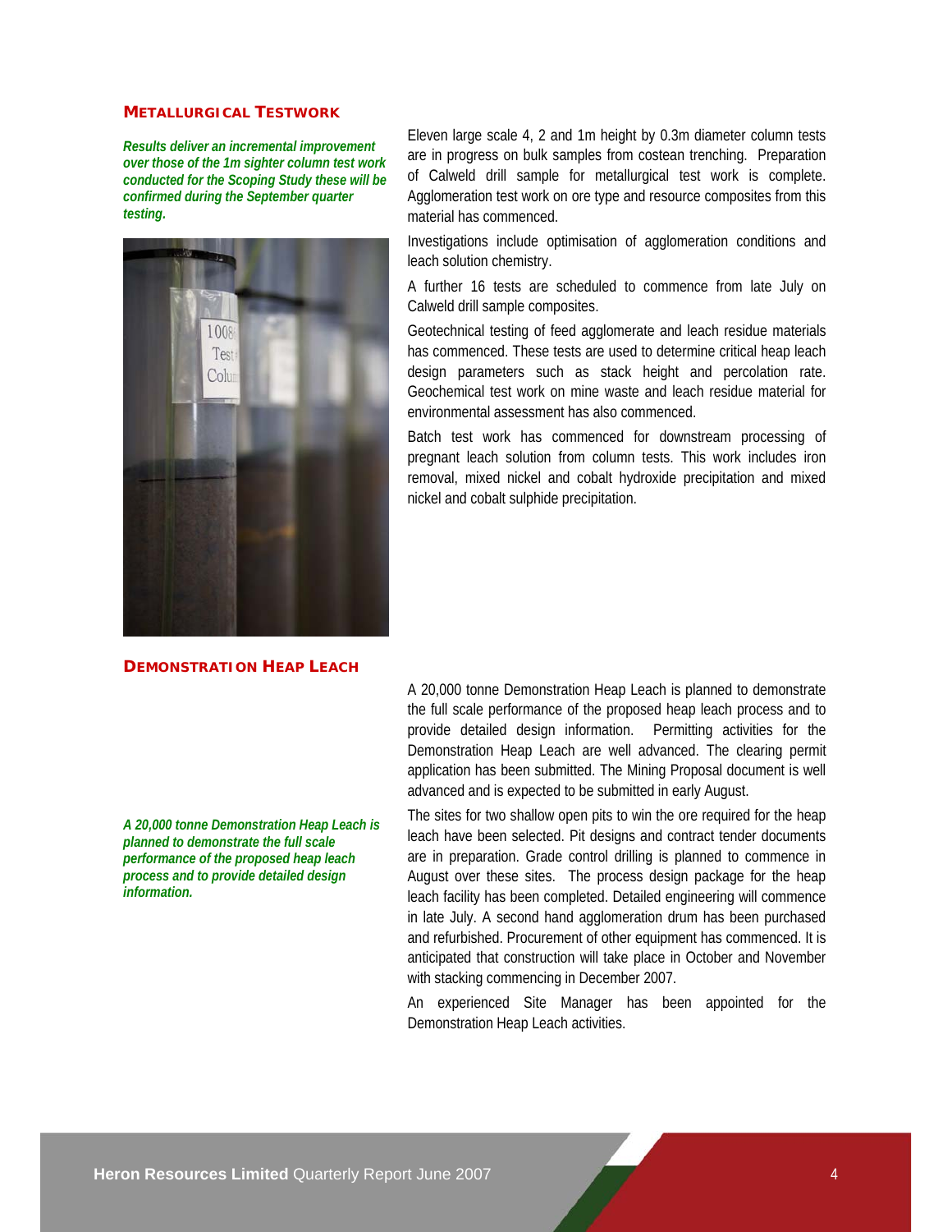## METALLURGICAL TESTWORK

***Results deliver an incremental improvement over those of the 1m sighter column test work conducted for the Scoping Study these will be confirmed during the September quarter testing.***

Eleven large scale 4, 2 and 1m height by 0.3m diameter column tests are in progress on bulk samples from costean trenching. Preparation of Calweld drill sample for metallurgical test work is complete. Agglomeration test work on ore type and resource composites from this material has commenced.

Investigations include optimisation of agglomeration conditions and leach solution chemistry.

A further 16 tests are scheduled to commence from late July on Calweld drill sample composites.

Geotechnical testing of feed agglomerate and leach residue materials has commenced. These tests are used to determine critical heap leach design parameters such as stack height and percolation rate. Geochemical test work on mine waste and leach residue material for environmental assessment has also commenced.

Batch test work has commenced for downstream processing of pregnant leach solution from column tests. This work includes iron removal, mixed nickel and cobalt hydroxide precipitation and mixed nickel and cobalt sulphide precipitation.

## DEMONSTRATION HEAP LEACH

A 20,000 tonne Demonstration Heap Leach is planned to demonstrate the full scale performance of the proposed heap leach process and to provide detailed design information. Permitting activities for the Demonstration Heap Leach are well advanced. The clearing permit application has been submitted. The Mining Proposal document is well advanced and is expected to be submitted in early August.

***A 20,000 tonne Demonstration Heap Leach is planned to demonstrate the full scale performance of the proposed heap leach process and to provide detailed design information.***

The sites for two shallow open pits to win the ore required for the heap leach have been selected. Pit designs and contract tender documents are in preparation. Grade control drilling is planned to commence in August over these sites. The process design package for the heap leach facility has been completed. Detailed engineering will commence in late July. A second hand agglomeration drum has been purchased and refurbished. Procurement of other equipment has commenced. It is anticipated that construction will take place in October and November with stacking commencing in December 2007.

An experienced Site Manager has been appointed for the Demonstration Heap Leach activities.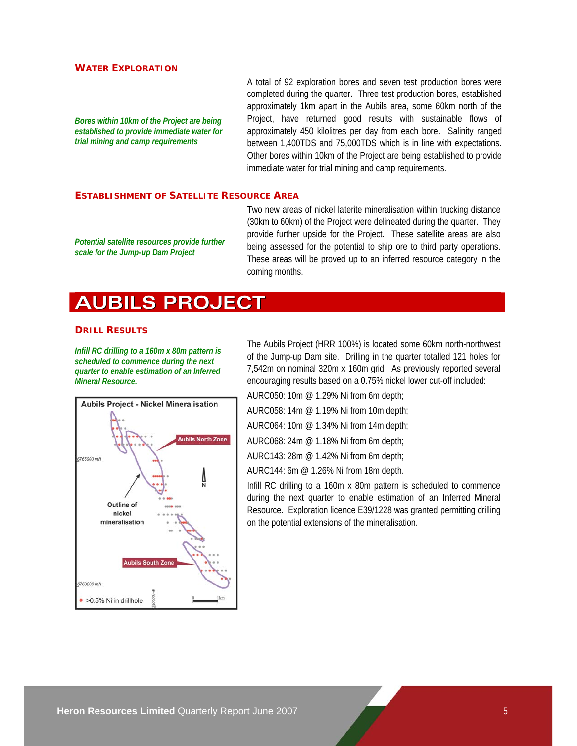### WATER EXPLORATION

*Bores within 10km of the Project are being established to provide immediate water for trial mining and camp requirements*

A total of 92 exploration bores and seven test production bores were completed during the quarter. Three test production bores, established approximately 1km apart in the Aubils area, some 60km north of the Project, have returned good results with sustainable flows of approximately 450 kilolitres per day from each bore. Salinity ranged between 1,400TDS and 75,000TDS which is in line with expectations. Other bores within 10km of the Project are being established to provide immediate water for trial mining and camp requirements.

### ESTABLISHMENT OF SATELLITE RESOURCE AREA

*Potential satellite resources provide further scale for the Jump-up Dam Project*

Two new areas of nickel laterite mineralisation within trucking distance (30km to 60km) of the Project were delineated during the quarter. They provide further upside for the Project. These satellite areas are also being assessed for the potential to ship ore to third party operations. These areas will be proved up to an inferred resource category in the coming months.

# AUBILS PROJECT

### DRILL RESULTS

*Infill RC drilling to a 160m x 80m pattern is scheduled to commence during the next quarter to enable estimation of an Inferred Mineral Resource.*

The Aubils Project (HRR 100%) is located some 60km north-northwest of the Jump-up Dam site. Drilling in the quarter totalled 121 holes for 7,542m on nominal 320m x 160m grid. As previously reported several encouraging results based on a 0.75% nickel lower cut-off included:

AURC050: 10m @ 1.29% Ni from 6m depth;

AURC058: 14m @ 1.19% Ni from 10m depth;

AURC064: 10m @ 1.34% Ni from 14m depth;

AURC068: 24m @ 1.18% Ni from 6m depth;

AURC143: 28m @ 1.42% Ni from 6m depth;

AURC144: 6m @ 1.26% Ni from 18m depth.

Infill RC drilling to a 160m x 80m pattern is scheduled to commence during the next quarter to enable estimation of an Inferred Mineral Resource. Exploration licence E39/1228 was granted permitting drilling on the potential extensions of the mineralisation.

**Aubils Project - Nickel Mineralisation**

Aubils North Zone

Outline of nickel mineralisation

Aubils South Zone

6765000 mN

6760000 mN

390000 mE

N

0 1km

• >0.5% Ni in drillhole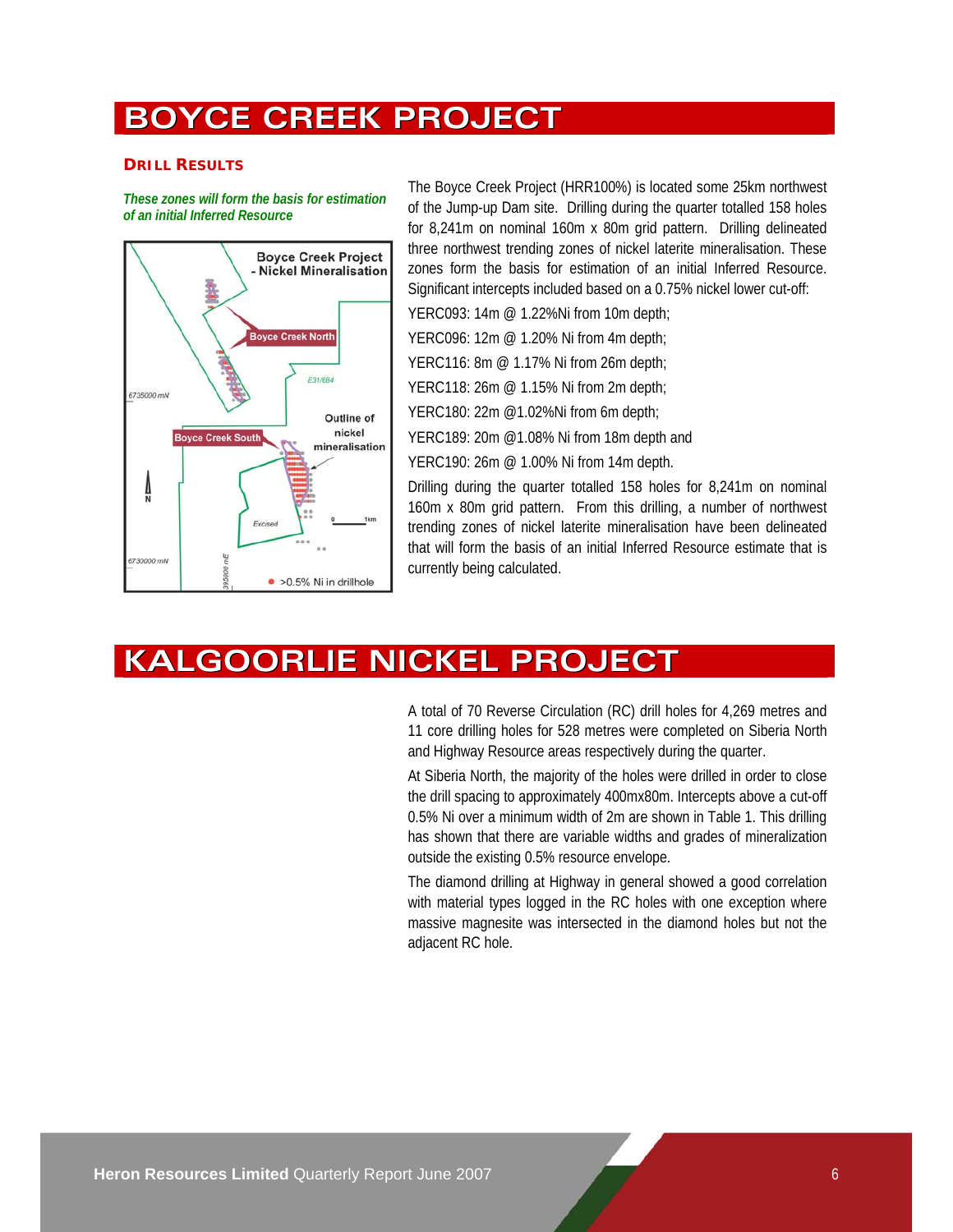# BOYCE CREEK PROJECT

### DRILL RESULTS

***These zones will form the basis for estimation of an initial Inferred Resource***

The Boyce Creek Project (HRR100%) is located some 25km northwest of the Jump-up Dam site. Drilling during the quarter totalled 158 holes for 8,241m on nominal 160m x 80m grid pattern. Drilling delineated three northwest trending zones of nickel laterite mineralisation. These zones form the basis for estimation of an initial Inferred Resource. Significant intercepts included based on a 0.75% nickel lower cut-off:

YERC093: 14m @ 1.22%Ni from 10m depth;

YERC096: 12m @ 1.20% Ni from 4m depth;

YERC116: 8m @ 1.17% Ni from 26m depth;

YERC118: 26m @ 1.15% Ni from 2m depth;

YERC180: 22m @1.02%Ni from 6m depth;

YERC189: 20m @1.08% Ni from 18m depth and

YERC190: 26m @ 1.00% Ni from 14m depth.

Drilling during the quarter totalled 158 holes for 8,241m on nominal 160m x 80m grid pattern. From this drilling, a number of northwest trending zones of nickel laterite mineralisation have been delineated that will form the basis of an initial Inferred Resource estimate that is currently being calculated.

# KALGOORLIE NICKEL PROJECT

A total of 70 Reverse Circulation (RC) drill holes for 4,269 metres and 11 core drilling holes for 528 metres were completed on Siberia North and Highway Resource areas respectively during the quarter.

At Siberia North, the majority of the holes were drilled in order to close the drill spacing to approximately 400mx80m. Intercepts above a cut-off 0.5% Ni over a minimum width of 2m are shown in Table 1. This drilling has shown that there are variable widths and grades of mineralization outside the existing 0.5% resource envelope.

The diamond drilling at Highway in general showed a good correlation with material types logged in the RC holes with one exception where massive magnesite was intersected in the diamond holes but not the adjacent RC hole.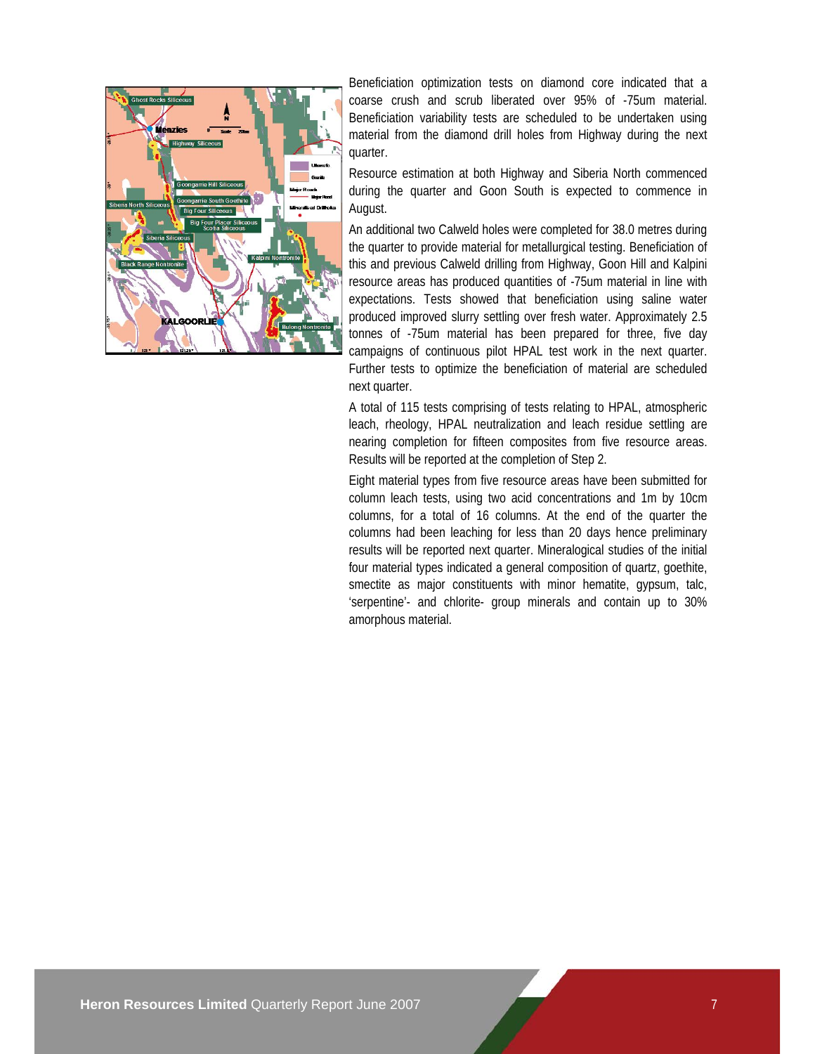Beneficiation optimization tests on diamond core indicated that a coarse crush and scrub liberated over 95% of -75um material. Beneficiation variability tests are scheduled to be undertaken using material from the diamond drill holes from Highway during the next quarter.

Resource estimation at both Highway and Siberia North commenced during the quarter and Goon South is expected to commence in August.

An additional two Calweld holes were completed for 38.0 metres during the quarter to provide material for metallurgical testing. Beneficiation of this and previous Calweld drilling from Highway, Goon Hill and Kalpini resource areas has produced quantities of -75um material in line with expectations. Tests showed that beneficiation using saline water produced improved slurry settling over fresh water. Approximately 2.5 tonnes of -75um material has been prepared for three, five day campaigns of continuous pilot HPAL test work in the next quarter. Further tests to optimize the beneficiation of material are scheduled next quarter.

A total of 115 tests comprising of tests relating to HPAL, atmospheric leach, rheology, HPAL neutralization and leach residue settling are nearing completion for fifteen composites from five resource areas. Results will be reported at the completion of Step 2.

Eight material types from five resource areas have been submitted for column leach tests, using two acid concentrations and 1m by 10cm columns, for a total of 16 columns. At the end of the quarter the columns had been leaching for less than 20 days hence preliminary results will be reported next quarter. Mineralogical studies of the initial four material types indicated a general composition of quartz, goethite, smectite as major constituents with minor hematite, gypsum, talc, 'serpentine'- and chlorite- group minerals and contain up to 30% amorphous material.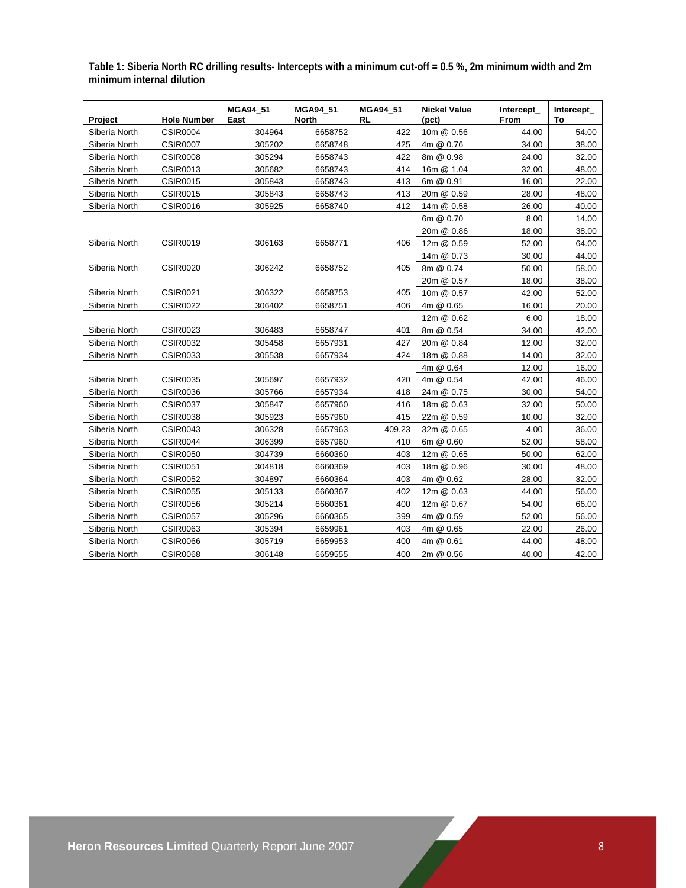**Table 1: Siberia North RC drilling results- Intercepts with a minimum cut-off = 0.5 %, 2m minimum width and 2m minimum internal dilution**

| Project | Hole Number | MGA94_51 East | MGA94_51 North | MGA94_51 RL | Nickel Value (pct) | Intercept_ From | Intercept_ To |
|---|---|---|---|---|---|---|---|
| Siberia North | CSIR0004 | 304964 | 6658752 | 422 | 10m @ 0.56 | 44.00 | 54.00 |
| Siberia North | CSIR0007 | 305202 | 6658748 | 425 | 4m @ 0.76 | 34.00 | 38.00 |
| Siberia North | CSIR0008 | 305294 | 6658743 | 422 | 8m @ 0.98 | 24.00 | 32.00 |
| Siberia North | CSIR0013 | 305682 | 6658743 | 414 | 16m @ 1.04 | 32.00 | 48.00 |
| Siberia North | CSIR0015 | 305843 | 6658743 | 413 | 6m @ 0.91 | 16.00 | 22.00 |
| Siberia North | CSIR0015 | 305843 | 6658743 | 413 | 20m @ 0.59 | 28.00 | 48.00 |
| Siberia North | CSIR0016 | 305925 | 6658740 | 412 | 14m @ 0.58 | 26.00 | 40.00 |
| | | | | | 6m @ 0.70 | 8.00 | 14.00 |
| | | | | | 20m @ 0.86 | 18.00 | 38.00 |
| Siberia North | CSIR0019 | 306163 | 6658771 | 406 | 12m @ 0.59 | 52.00 | 64.00 |
| | | | | | 14m @ 0.73 | 30.00 | 44.00 |
| Siberia North | CSIR0020 | 306242 | 6658752 | 405 | 8m @ 0.74 | 50.00 | 58.00 |
| | | | | | 20m @ 0.57 | 18.00 | 38.00 |
| Siberia North | CSIR0021 | 306322 | 6658753 | 405 | 10m @ 0.57 | 42.00 | 52.00 |
| Siberia North | CSIR0022 | 306402 | 6658751 | 406 | 4m @ 0.65 | 16.00 | 20.00 |
| | | | | | 12m @ 0.62 | 6.00 | 18.00 |
| Siberia North | CSIR0023 | 306483 | 6658747 | 401 | 8m @ 0.54 | 34.00 | 42.00 |
| Siberia North | CSIR0032 | 305458 | 6657931 | 427 | 20m @ 0.84 | 12.00 | 32.00 |
| Siberia North | CSIR0033 | 305538 | 6657934 | 424 | 18m @ 0.88 | 14.00 | 32.00 |
| | | | | | 4m @ 0.64 | 12.00 | 16.00 |
| Siberia North | CSIR0035 | 305697 | 6657932 | 420 | 4m @ 0.54 | 42.00 | 46.00 |
| Siberia North | CSIR0036 | 305766 | 6657934 | 418 | 24m @ 0.75 | 30.00 | 54.00 |
| Siberia North | CSIR0037 | 305847 | 6657960 | 416 | 18m @ 0.63 | 32.00 | 50.00 |
| Siberia North | CSIR0038 | 305923 | 6657960 | 415 | 22m @ 0.59 | 10.00 | 32.00 |
| Siberia North | CSIR0043 | 306328 | 6657963 | 409.23 | 32m @ 0.65 | 4.00 | 36.00 |
| Siberia North | CSIR0044 | 306399 | 6657960 | 410 | 6m @ 0.60 | 52.00 | 58.00 |
| Siberia North | CSIR0050 | 304739 | 6660360 | 403 | 12m @ 0.65 | 50.00 | 62.00 |
| Siberia North | CSIR0051 | 304818 | 6660369 | 403 | 18m @ 0.96 | 30.00 | 48.00 |
| Siberia North | CSIR0052 | 304897 | 6660364 | 403 | 4m @ 0.62 | 28.00 | 32.00 |
| Siberia North | CSIR0055 | 305133 | 6660367 | 402 | 12m @ 0.63 | 44.00 | 56.00 |
| Siberia North | CSIR0056 | 305214 | 6660361 | 400 | 12m @ 0.67 | 54.00 | 66.00 |
| Siberia North | CSIR0057 | 305296 | 6660365 | 399 | 4m @ 0.59 | 52.00 | 56.00 |
| Siberia North | CSIR0063 | 305394 | 6659961 | 403 | 4m @ 0.65 | 22.00 | 26.00 |
| Siberia North | CSIR0066 | 305719 | 6659953 | 400 | 4m @ 0.61 | 44.00 | 48.00 |
| Siberia North | CSIR0068 | 306148 | 6659555 | 400 | 2m @ 0.56 | 40.00 | 42.00 |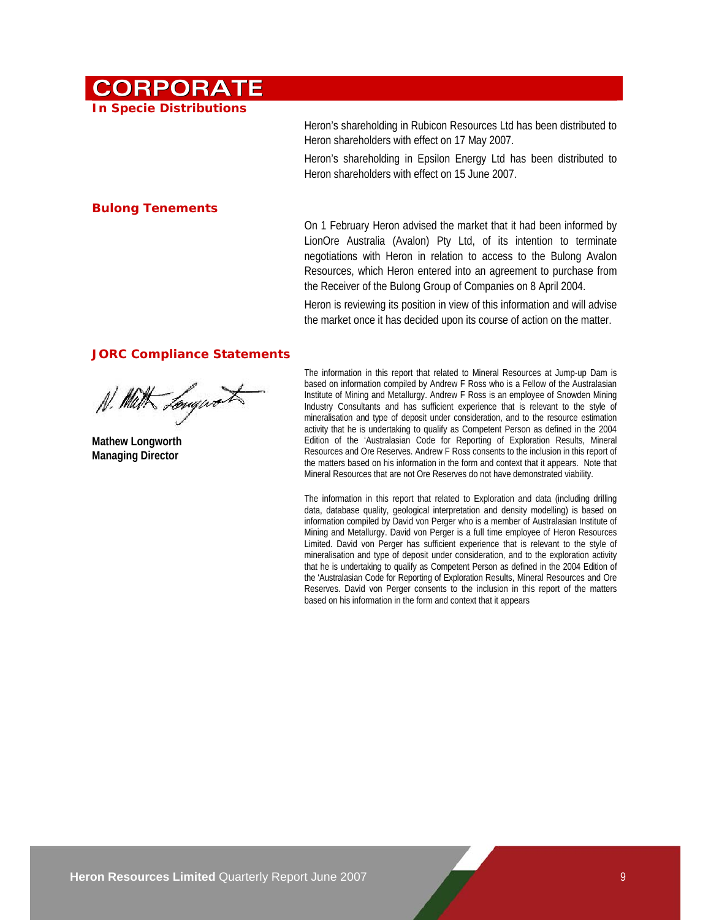# CORPORATE

## In Specie Distributions

Heron's shareholding in Rubicon Resources Ltd has been distributed to Heron shareholders with effect on 17 May 2007.

Heron's shareholding in Epsilon Energy Ltd has been distributed to Heron shareholders with effect on 15 June 2007.

## Bulong Tenements

On 1 February Heron advised the market that it had been informed by LionOre Australia (Avalon) Pty Ltd, of its intention to terminate negotiations with Heron in relation to access to the Bulong Avalon Resources, which Heron entered into an agreement to purchase from the Receiver of the Bulong Group of Companies on 8 April 2004.

Heron is reviewing its position in view of this information and will advise the market once it has decided upon its course of action on the matter.

## JORC Compliance Statements

**Mathew Longworth**
**Managing Director**

The information in this report that related to Mineral Resources at Jump-up Dam is based on information compiled by Andrew F Ross who is a Fellow of the Australasian Institute of Mining and Metallurgy. Andrew F Ross is an employee of Snowden Mining Industry Consultants and has sufficient experience that is relevant to the style of mineralisation and type of deposit under consideration, and to the resource estimation activity that he is undertaking to qualify as Competent Person as defined in the 2004 Edition of the 'Australasian Code for Reporting of Exploration Results, Mineral Resources and Ore Reserves. Andrew F Ross consents to the inclusion in this report of the matters based on his information in the form and context that it appears. Note that Mineral Resources that are not Ore Reserves do not have demonstrated viability.

The information in this report that related to Exploration and data (including drilling data, database quality, geological interpretation and density modelling) is based on information compiled by David von Perger who is a member of Australasian Institute of Mining and Metallurgy. David von Perger is a full time employee of Heron Resources Limited. David von Perger has sufficient experience that is relevant to the style of mineralisation and type of deposit under consideration, and to the exploration activity that he is undertaking to qualify as Competent Person as defined in the 2004 Edition of the 'Australasian Code for Reporting of Exploration Results, Mineral Resources and Ore Reserves. David von Perger consents to the inclusion in this report of the matters based on his information in the form and context that it appears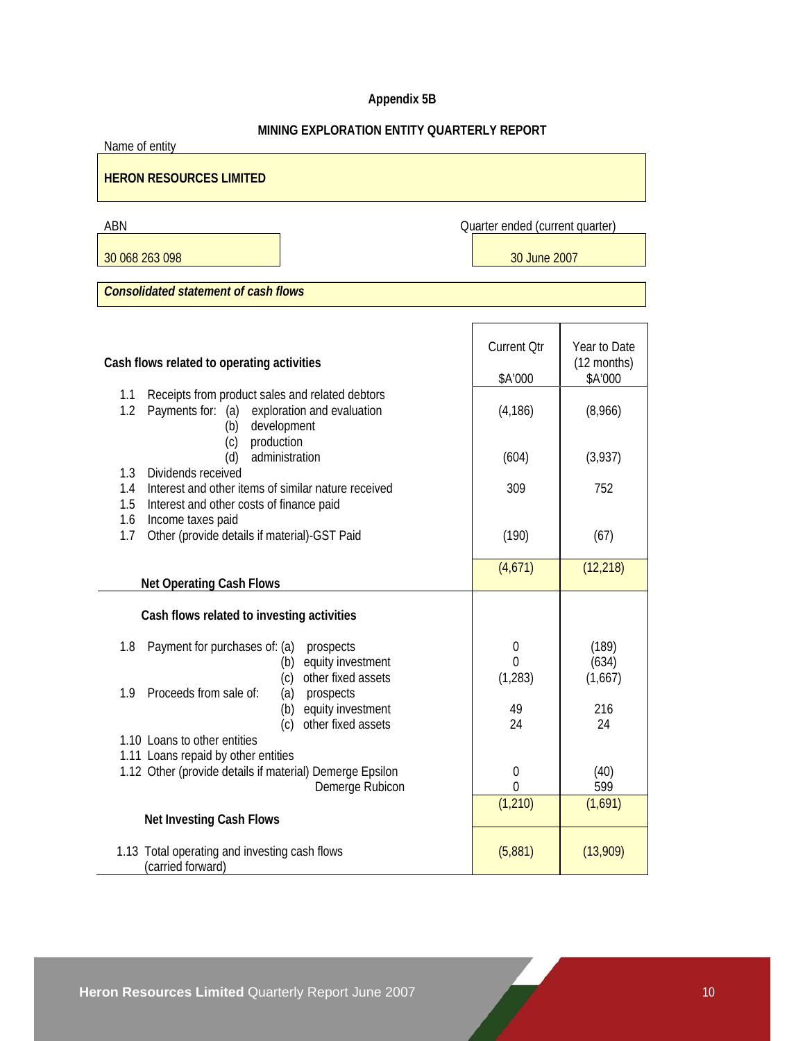**Appendix 5B**

**MINING EXPLORATION ENTITY QUARTERLY REPORT**

Name of entity

**HERON RESOURCES LIMITED**

| ABN | Quarter ended (current quarter) |
|---|---|
| 30 068 263 098 | 30 June 2007 |

***Consolidated statement of cash flows***

| **Cash flows related to operating activities** | Current Qtr $A'000 | Year to Date (12 months) $A'000 |
|---|---|---|
| 1.1 Receipts from product sales and related debtors | | |
| 1.2 Payments for: (a) exploration and evaluation | (4,186) | (8,966) |
| (b) development | | |
| (c) production | | |
| (d) administration | (604) | (3,937) |
| 1.3 Dividends received | | |
| 1.4 Interest and other items of similar nature received | 309 | 752 |
| 1.5 Interest and other costs of finance paid | | |
| 1.6 Income taxes paid | | |
| 1.7 Other (provide details if material)-GST Paid | (190) | (67) |
| **Net Operating Cash Flows** | (4,671) | (12,218) |
| **Cash flows related to investing activities** | | |
| 1.8 Payment for purchases of: (a) prospects | 0 | (189) |
| (b) equity investment | 0 | (634) |
| (c) other fixed assets | (1,283) | (1,667) |
| 1.9 Proceeds from sale of: (a) prospects | | |
| (b) equity investment | 49 | 216 |
| (c) other fixed assets | 24 | 24 |
| 1.10 Loans to other entities | | |
| 1.11 Loans repaid by other entities | | |
| 1.12 Other (provide details if material) Demerge Epsilon | 0 | (40) |
| Demerge Rubicon | 0 | 599 |
| **Net Investing Cash Flows** | (1,210) | (1,691) |
| 1.13 Total operating and investing cash flows (carried forward) | (5,881) | (13,909) |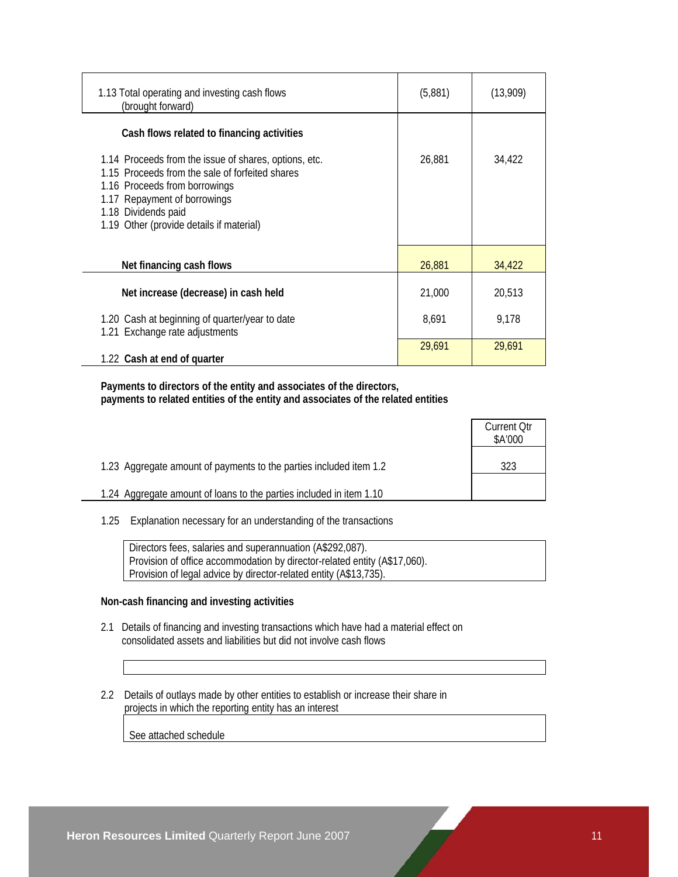| | | |
|---|---|---|
| 1.13 Total operating and investing cash flows (brought forward) | (5,881) | (13,909) |
| **Cash flows related to financing activities** | | |
| 1.14 Proceeds from the issue of shares, options, etc. | 26,881 | 34,422 |
| 1.15 Proceeds from the sale of forfeited shares | | |
| 1.16 Proceeds from borrowings | | |
| 1.17 Repayment of borrowings | | |
| 1.18 Dividends paid | | |
| 1.19 Other (provide details if material) | | |
| **Net financing cash flows** | 26,881 | 34,422 |
| **Net increase (decrease) in cash held** | 21,000 | 20,513 |
| 1.20 Cash at beginning of quarter/year to date | 8,691 | 9,178 |
| 1.21 Exchange rate adjustments | | |
| 1.22 **Cash at end of quarter** | 29,691 | 29,691 |

**Payments to directors of the entity and associates of the directors, payments to related entities of the entity and associates of the related entities**

| | Current Qtr $A'000 |
|---|---|
| 1.23 Aggregate amount of payments to the parties included item 1.2 | 323 |
| 1.24 Aggregate amount of loans to the parties included in item 1.10 | |

1.25 Explanation necessary for an understanding of the transactions

Directors fees, salaries and superannuation (A$292,087).
Provision of office accommodation by director-related entity (A$17,060).
Provision of legal advice by director-related entity (A$13,735).

**Non-cash financing and investing activities**

2.1 Details of financing and investing transactions which have had a material effect on consolidated assets and liabilities but did not involve cash flows

2.2 Details of outlays made by other entities to establish or increase their share in projects in which the reporting entity has an interest

See attached schedule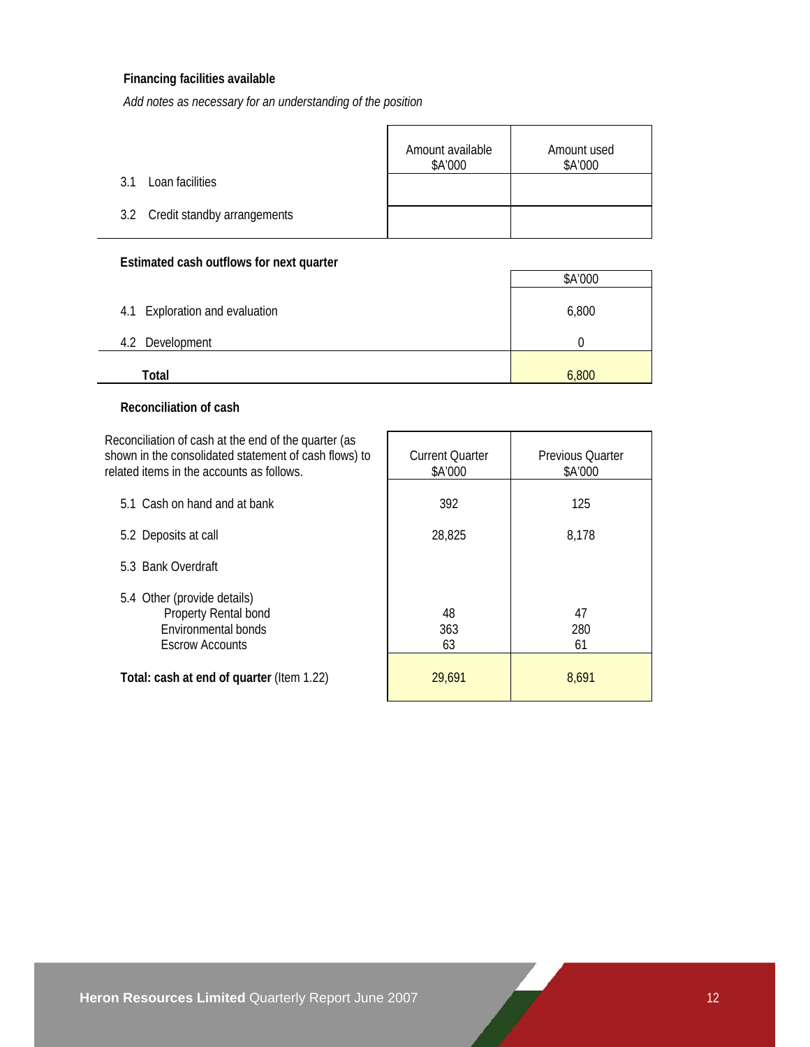### Financing facilities available

*Add notes as necessary for an understanding of the position*

| | Amount available $A'000 | Amount used $A'000 |
|---|---|---|
| 3.1 Loan facilities | | |
| 3.2 Credit standby arrangements | | |

### Estimated cash outflows for next quarter

| | $A'000 |
|---|---|
| 4.1 Exploration and evaluation | 6,800 |
| 4.2 Development | 0 |
| **Total** | 6,800 |

### Reconciliation of cash

| Reconciliation of cash at the end of the quarter (as shown in the consolidated statement of cash flows) to related items in the accounts as follows. | Current Quarter $A'000 | Previous Quarter $A'000 |
|---|---|---|
| 5.1 Cash on hand and at bank | 392 | 125 |
| 5.2 Deposits at call | 28,825 | 8,178 |
| 5.3 Bank Overdraft | | |
| 5.4 Other (provide details) | | |
| Property Rental bond | 48 | 47 |
| Environmental bonds | 363 | 280 |
| Escrow Accounts | 63 | 61 |
| **Total: cash at end of quarter** (Item 1.22) | 29,691 | 8,691 |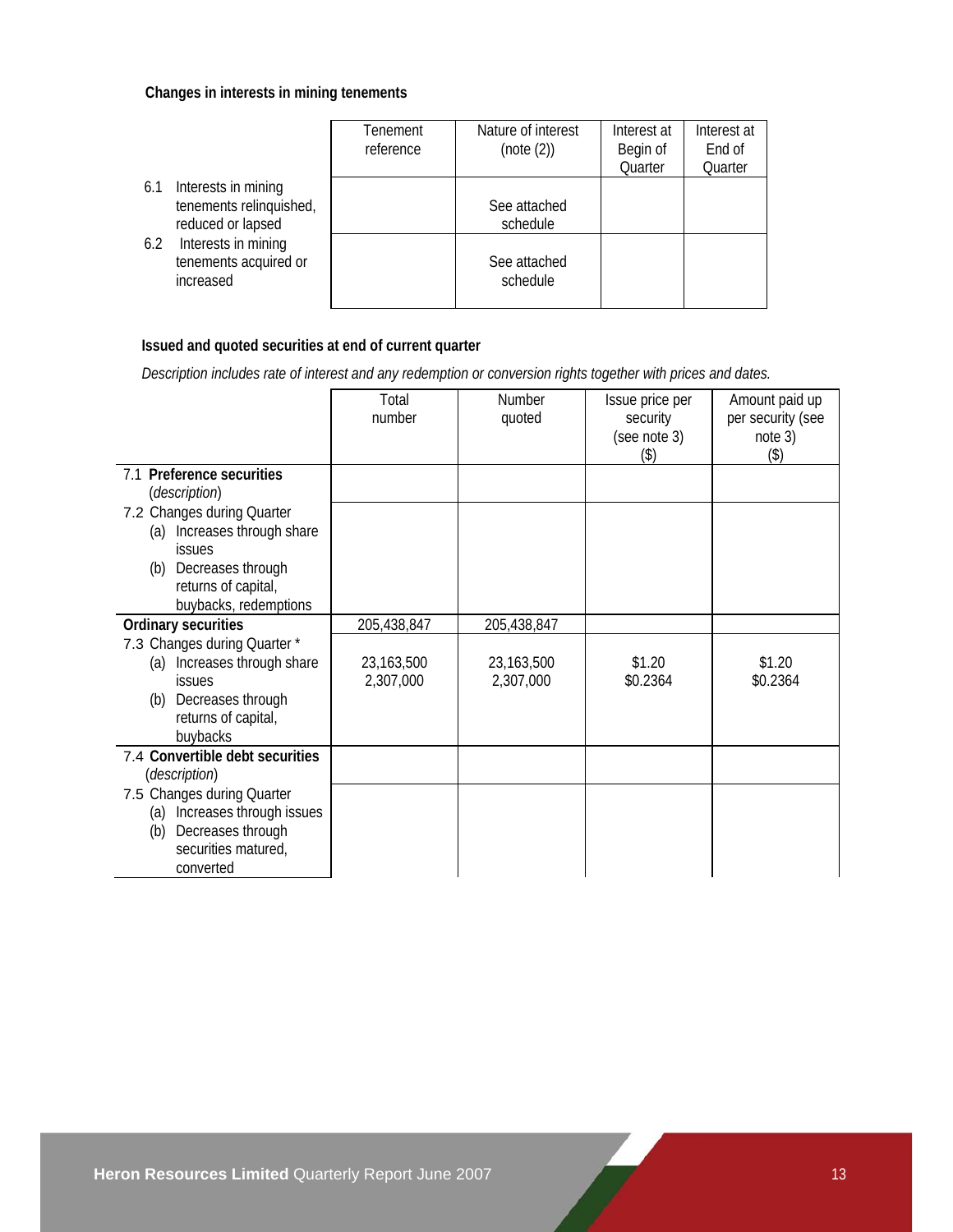**Changes in interests in mining tenements**

| | Tenement reference | Nature of interest (note (2)) | Interest at Begin of Quarter | Interest at End of Quarter |
|---|---|---|---|---|
| 6.1 Interests in mining tenements relinquished, reduced or lapsed | | See attached schedule | | |
| 6.2 Interests in mining tenements acquired or increased | | See attached schedule | | |

**Issued and quoted securities at end of current quarter**

*Description includes rate of interest and any redemption or conversion rights together with prices and dates.*

| | Total number | Number quoted | Issue price per security (see note 3) ($) | Amount paid up per security (see note 3) ($) |
|---|---|---|---|---|
| 7.1 **Preference securities** (*description*) | | | | |
| 7.2 Changes during Quarter (a) Increases through share issues (b) Decreases through returns of capital, buybacks, redemptions | | | | |
| **Ordinary securities** | 205,438,847 | 205,438,847 | | |
| 7.3 Changes during Quarter * (a) Increases through share issues (b) Decreases through returns of capital, buybacks | 23,163,500 2,307,000 | 23,163,500 2,307,000 | $1.20 $0.2364 | $1.20 $0.2364 |
| 7.4 **Convertible debt securities** (*description*) | | | | |
| 7.5 Changes during Quarter (a) Increases through issues (b) Decreases through securities matured, converted | | | | |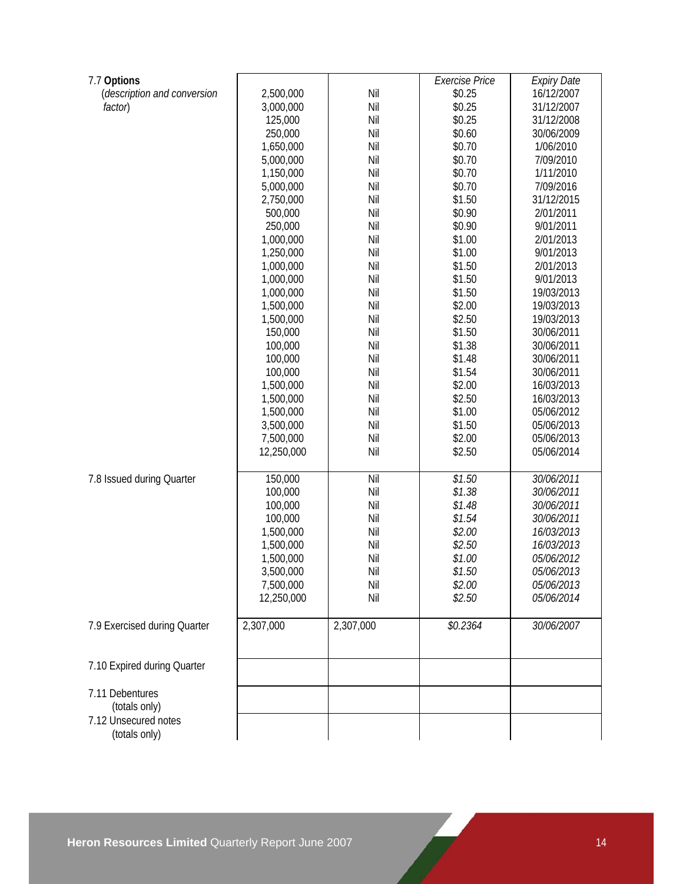| | | | Exercise Price | Expiry Date |
|---|---|---|---|---|
| 7.7 **Options** (*description and conversion factor*) | 2,500,000 | Nil | $0.25 | 16/12/2007 |
| | 3,000,000 | Nil | $0.25 | 31/12/2007 |
| | 125,000 | Nil | $0.25 | 31/12/2008 |
| | 250,000 | Nil | $0.60 | 30/06/2009 |
| | 1,650,000 | Nil | $0.70 | 1/06/2010 |
| | 5,000,000 | Nil | $0.70 | 7/09/2010 |
| | 1,150,000 | Nil | $0.70 | 1/11/2010 |
| | 5,000,000 | Nil | $0.70 | 7/09/2016 |
| | 2,750,000 | Nil | $1.50 | 31/12/2015 |
| | 500,000 | Nil | $0.90 | 2/01/2011 |
| | 250,000 | Nil | $0.90 | 9/01/2011 |
| | 1,000,000 | Nil | $1.00 | 2/01/2013 |
| | 1,250,000 | Nil | $1.00 | 9/01/2013 |
| | 1,000,000 | Nil | $1.50 | 2/01/2013 |
| | 1,000,000 | Nil | $1.50 | 9/01/2013 |
| | 1,000,000 | Nil | $1.50 | 19/03/2013 |
| | 1,500,000 | Nil | $2.00 | 19/03/2013 |
| | 1,500,000 | Nil | $2.50 | 19/03/2013 |
| | 150,000 | Nil | $1.50 | 30/06/2011 |
| | 100,000 | Nil | $1.38 | 30/06/2011 |
| | 100,000 | Nil | $1.48 | 30/06/2011 |
| | 100,000 | Nil | $1.54 | 30/06/2011 |
| | 1,500,000 | Nil | $2.00 | 16/03/2013 |
| | 1,500,000 | Nil | $2.50 | 16/03/2013 |
| | 1,500,000 | Nil | $1.00 | 05/06/2012 |
| | 3,500,000 | Nil | $1.50 | 05/06/2013 |
| | 7,500,000 | Nil | $2.00 | 05/06/2013 |
| | 12,250,000 | Nil | $2.50 | 05/06/2014 |
| 7.8 Issued during Quarter | 150,000 | Nil | *$1.50* | *30/06/2011* |
| | 100,000 | Nil | *$1.38* | *30/06/2011* |
| | 100,000 | Nil | *$1.48* | *30/06/2011* |
| | 100,000 | Nil | *$1.54* | *30/06/2011* |
| | 1,500,000 | Nil | *$2.00* | *16/03/2013* |
| | 1,500,000 | Nil | *$2.50* | *16/03/2013* |
| | 1,500,000 | Nil | *$1.00* | *05/06/2012* |
| | 3,500,000 | Nil | *$1.50* | *05/06/2013* |
| | 7,500,000 | Nil | *$2.00* | *05/06/2013* |
| | 12,250,000 | Nil | *$2.50* | *05/06/2014* |
| 7.9 Exercised during Quarter | 2,307,000 | 2,307,000 | *$0.2364* | *30/06/2007* |
| 7.10 Expired during Quarter | | | | |
| 7.11 Debentures (totals only) | | | | |
| 7.12 Unsecured notes (totals only) | | | | |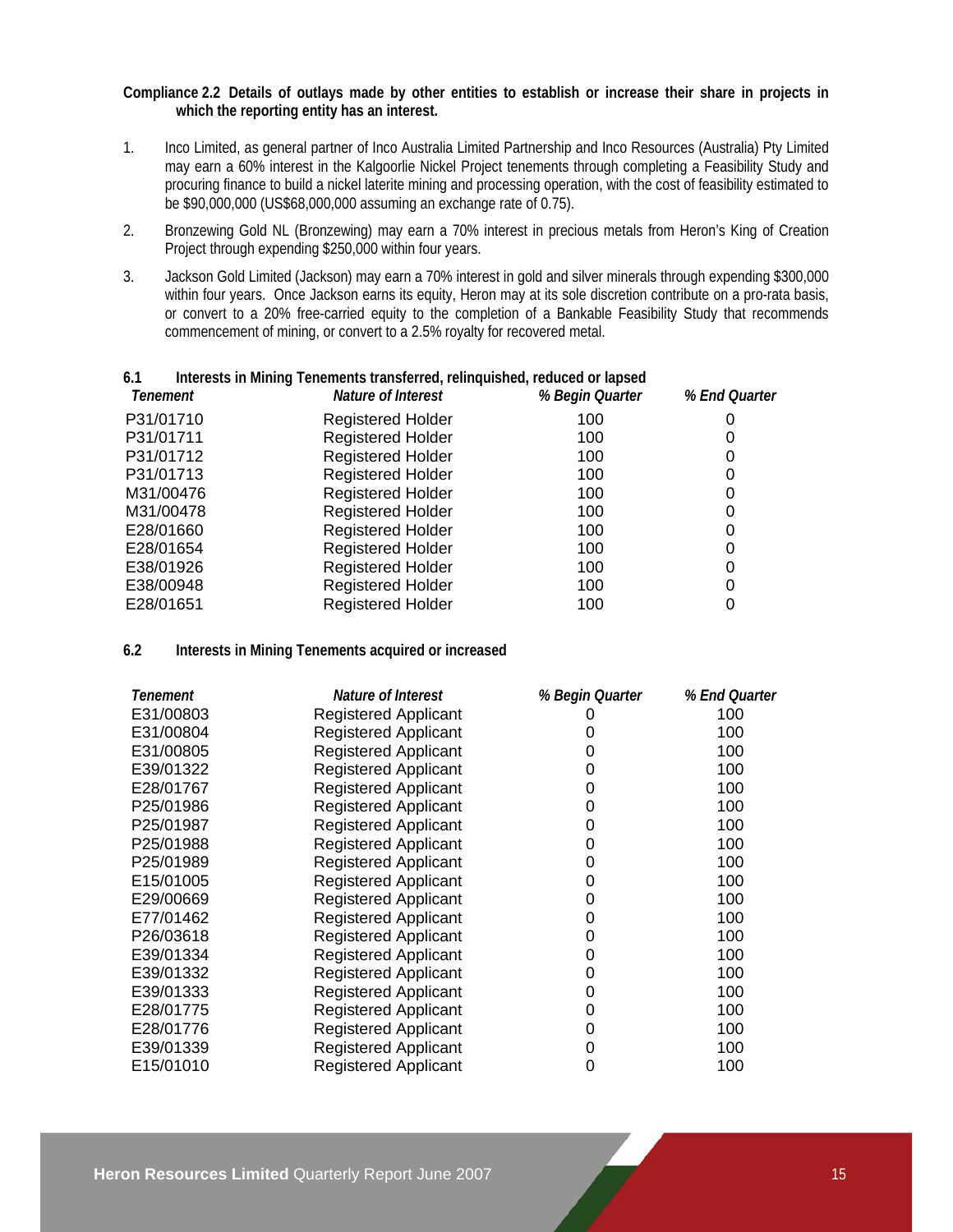**Compliance 2.2 Details of outlays made by other entities to establish or increase their share in projects in which the reporting entity has an interest.**

1. Inco Limited, as general partner of Inco Australia Limited Partnership and Inco Resources (Australia) Pty Limited may earn a 60% interest in the Kalgoorlie Nickel Project tenements through completing a Feasibility Study and procuring finance to build a nickel laterite mining and processing operation, with the cost of feasibility estimated to be $90,000,000 (US$68,000,000 assuming an exchange rate of 0.75).

2. Bronzewing Gold NL (Bronzewing) may earn a 70% interest in precious metals from Heron's King of Creation Project through expending $250,000 within four years.

3. Jackson Gold Limited (Jackson) may earn a 70% interest in gold and silver minerals through expending $300,000 within four years. Once Jackson earns its equity, Heron may at its sole discretion contribute on a pro-rata basis, or convert to a 20% free-carried equity to the completion of a Bankable Feasibility Study that recommends commencement of mining, or convert to a 2.5% royalty for recovered metal.

**6.1 Interests in Mining Tenements transferred, relinquished, reduced or lapsed**

| *Tenement* | *Nature of Interest* | *% Begin Quarter* | *% End Quarter* |
|---|---|---|---|
| P31/01710 | Registered Holder | 100 | 0 |
| P31/01711 | Registered Holder | 100 | 0 |
| P31/01712 | Registered Holder | 100 | 0 |
| P31/01713 | Registered Holder | 100 | 0 |
| M31/00476 | Registered Holder | 100 | 0 |
| M31/00478 | Registered Holder | 100 | 0 |
| E28/01660 | Registered Holder | 100 | 0 |
| E28/01654 | Registered Holder | 100 | 0 |
| E38/01926 | Registered Holder | 100 | 0 |
| E38/00948 | Registered Holder | 100 | 0 |
| E28/01651 | Registered Holder | 100 | 0 |

**6.2 Interests in Mining Tenements acquired or increased**

| *Tenement* | *Nature of Interest* | *% Begin Quarter* | *% End Quarter* |
|---|---|---|---|
| E31/00803 | Registered Applicant | 0 | 100 |
| E31/00804 | Registered Applicant | 0 | 100 |
| E31/00805 | Registered Applicant | 0 | 100 |
| E39/01322 | Registered Applicant | 0 | 100 |
| E28/01767 | Registered Applicant | 0 | 100 |
| P25/01986 | Registered Applicant | 0 | 100 |
| P25/01987 | Registered Applicant | 0 | 100 |
| P25/01988 | Registered Applicant | 0 | 100 |
| P25/01989 | Registered Applicant | 0 | 100 |
| E15/01005 | Registered Applicant | 0 | 100 |
| E29/00669 | Registered Applicant | 0 | 100 |
| E77/01462 | Registered Applicant | 0 | 100 |
| P26/03618 | Registered Applicant | 0 | 100 |
| E39/01334 | Registered Applicant | 0 | 100 |
| E39/01332 | Registered Applicant | 0 | 100 |
| E39/01333 | Registered Applicant | 0 | 100 |
| E28/01775 | Registered Applicant | 0 | 100 |
| E28/01776 | Registered Applicant | 0 | 100 |
| E39/01339 | Registered Applicant | 0 | 100 |
| E15/01010 | Registered Applicant | 0 | 100 |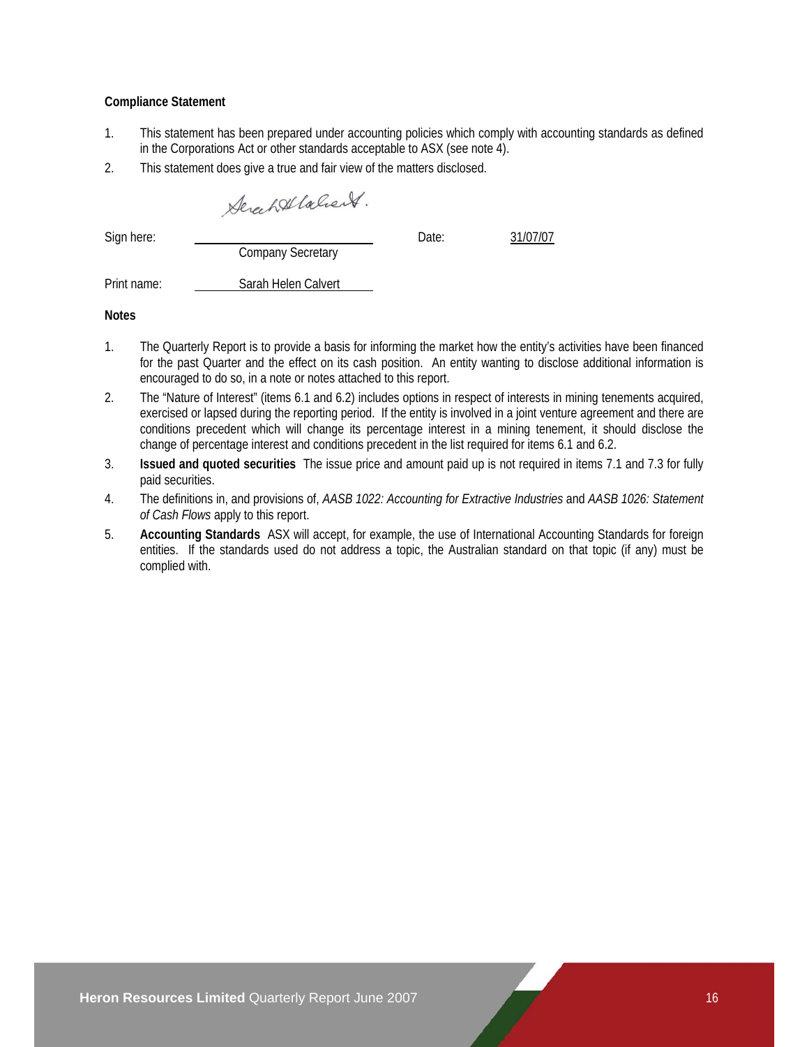**Compliance Statement**

1. This statement has been prepared under accounting policies which comply with accounting standards as defined in the Corporations Act or other standards acceptable to ASX (see note 4).
2. This statement does give a true and fair view of the matters disclosed.

Sign here: ______________________ Company Secretary    Date: 31/07/07

Print name: Sarah Helen Calvert

**Notes**

1. The Quarterly Report is to provide a basis for informing the market how the entity's activities have been financed for the past Quarter and the effect on its cash position. An entity wanting to disclose additional information is encouraged to do so, in a note or notes attached to this report.
2. The "Nature of Interest" (items 6.1 and 6.2) includes options in respect of interests in mining tenements acquired, exercised or lapsed during the reporting period. If the entity is involved in a joint venture agreement and there are conditions precedent which will change its percentage interest in a mining tenement, it should disclose the change of percentage interest and conditions precedent in the list required for items 6.1 and 6.2.
3. **Issued and quoted securities** The issue price and amount paid up is not required in items 7.1 and 7.3 for fully paid securities.
4. The definitions in, and provisions of, *AASB 1022: Accounting for Extractive Industries* and *AASB 1026: Statement of Cash Flows* apply to this report.
5. **Accounting Standards** ASX will accept, for example, the use of International Accounting Standards for foreign entities. If the standards used do not address a topic, the Australian standard on that topic (if any) must be complied with.